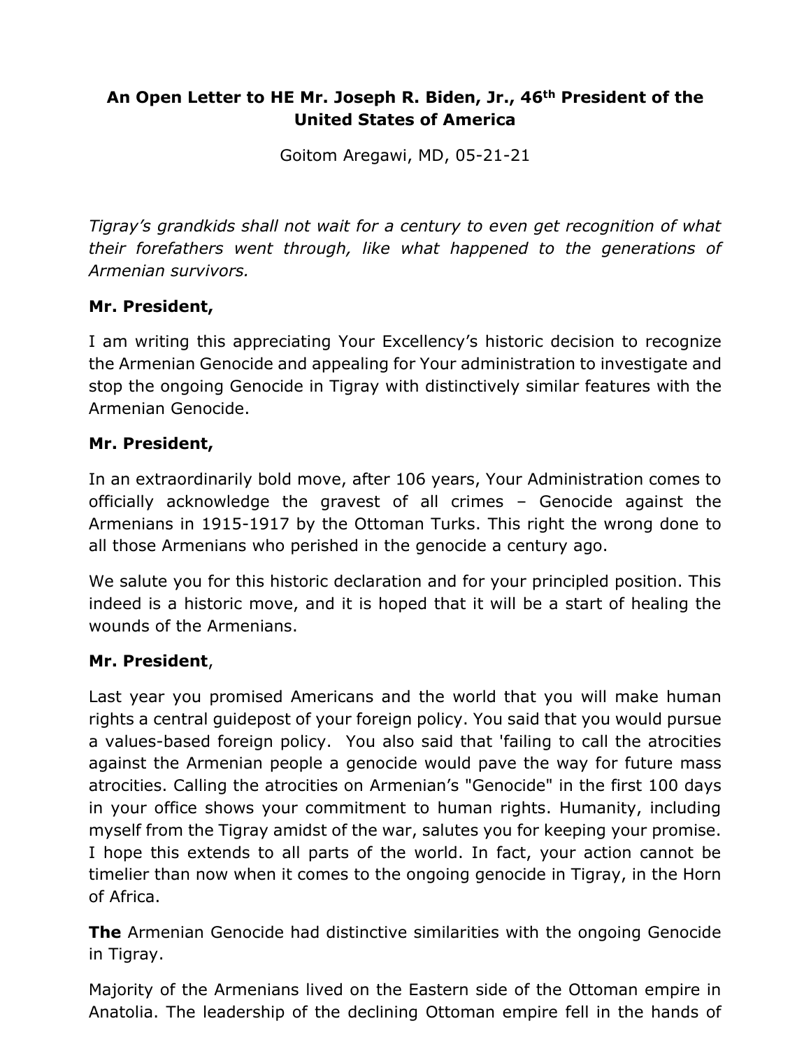**An Open Letter to HE Mr. Joseph R. Biden, Jr., 46th President of the United States of America**

Goitom Aregawi, MD, 05-21-21

*Tigray's grandkids shall not wait for a century to even get recognition of what their forefathers went through, like what happened to the generations of Armenian survivors.*

**Mr. President,**

I am writing this appreciating Your Excellency's historic decision to recognize the Armenian Genocide and appealing for Your administration to investigate and stop the ongoing Genocide in Tigray with distinctively similar features with the Armenian Genocide.

**Mr. President,**

In an extraordinarily bold move, after 106 years, Your Administration comes to officially acknowledge the gravest of all crimes – Genocide against the Armenians in 1915-1917 by the Ottoman Turks. This right the wrong done to all those Armenians who perished in the genocide a century ago.

We salute you for this historic declaration and for your principled position. This indeed is a historic move, and it is hoped that it will be a start of healing the wounds of the Armenians.

**Mr. President**,

Last year you promised Americans and the world that you will make human rights a central guidepost of your foreign policy. You said that you would pursue a values-based foreign policy. You also said that 'failing to call the atrocities against the Armenian people a genocide would pave the way for future mass atrocities. Calling the atrocities on Armenian's "Genocide" in the first 100 days in your office shows your commitment to human rights. Humanity, including myself from the Tigray amidst of the war, salutes you for keeping your promise. I hope this extends to all parts of the world. In fact, your action cannot be timelier than now when it comes to the ongoing genocide in Tigray, in the Horn of Africa.

**The** Armenian Genocide had distinctive similarities with the ongoing Genocide in Tigray.

Majority of the Armenians lived on the Eastern side of the Ottoman empire in Anatolia. The leadership of the declining Ottoman empire fell in the hands of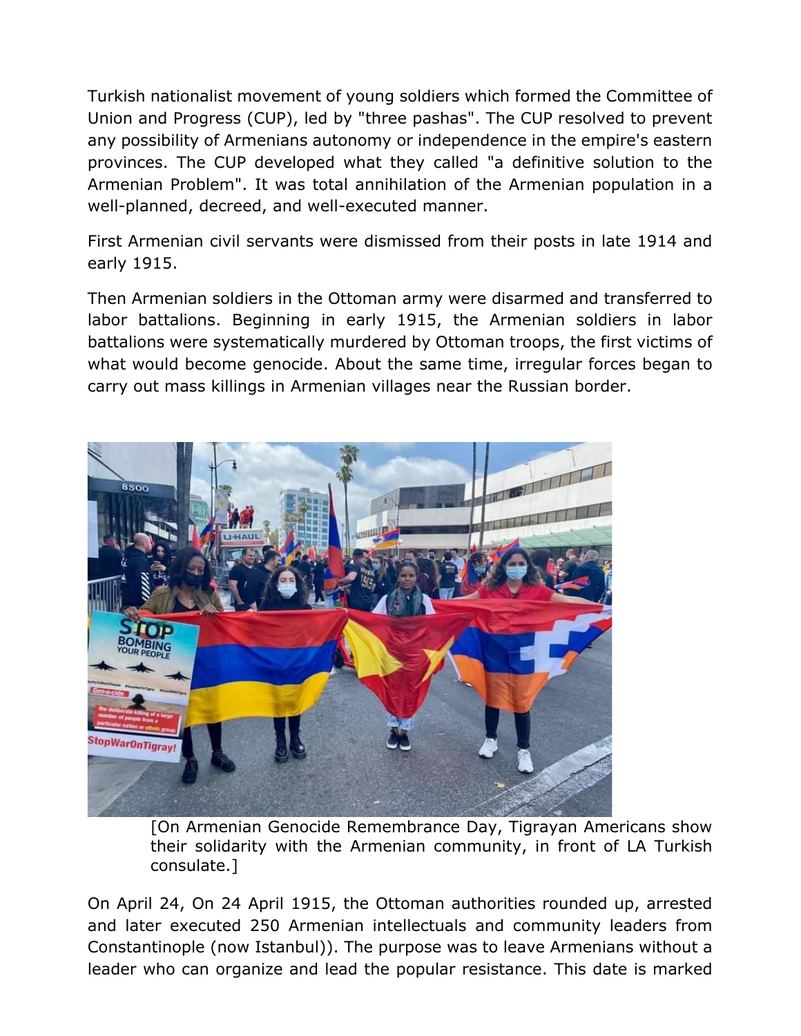Turkish nationalist movement of young soldiers which formed the Committee of Union and Progress (CUP), led by "three pashas". The CUP resolved to prevent any possibility of Armenians autonomy or independence in the empire's eastern provinces. The CUP developed what they called "a definitive solution to the Armenian Problem". It was total annihilation of the Armenian population in a well-planned, decreed, and well-executed manner.

First Armenian civil servants were dismissed from their posts in late 1914 and early 1915.

Then Armenian soldiers in the Ottoman army were disarmed and transferred to labor battalions. Beginning in early 1915, the Armenian soldiers in labor battalions were systematically murdered by Ottoman troops, the first victims of what would become genocide. About the same time, irregular forces began to carry out mass killings in Armenian villages near the Russian border.

[On Armenian Genocide Remembrance Day, Tigrayan Americans show their solidarity with the Armenian community, in front of LA Turkish consulate.]

On April 24, On 24 April 1915, the Ottoman authorities rounded up, arrested and later executed 250 Armenian intellectuals and community leaders from Constantinople (now Istanbul)). The purpose was to leave Armenians without a leader who can organize and lead the popular resistance. This date is marked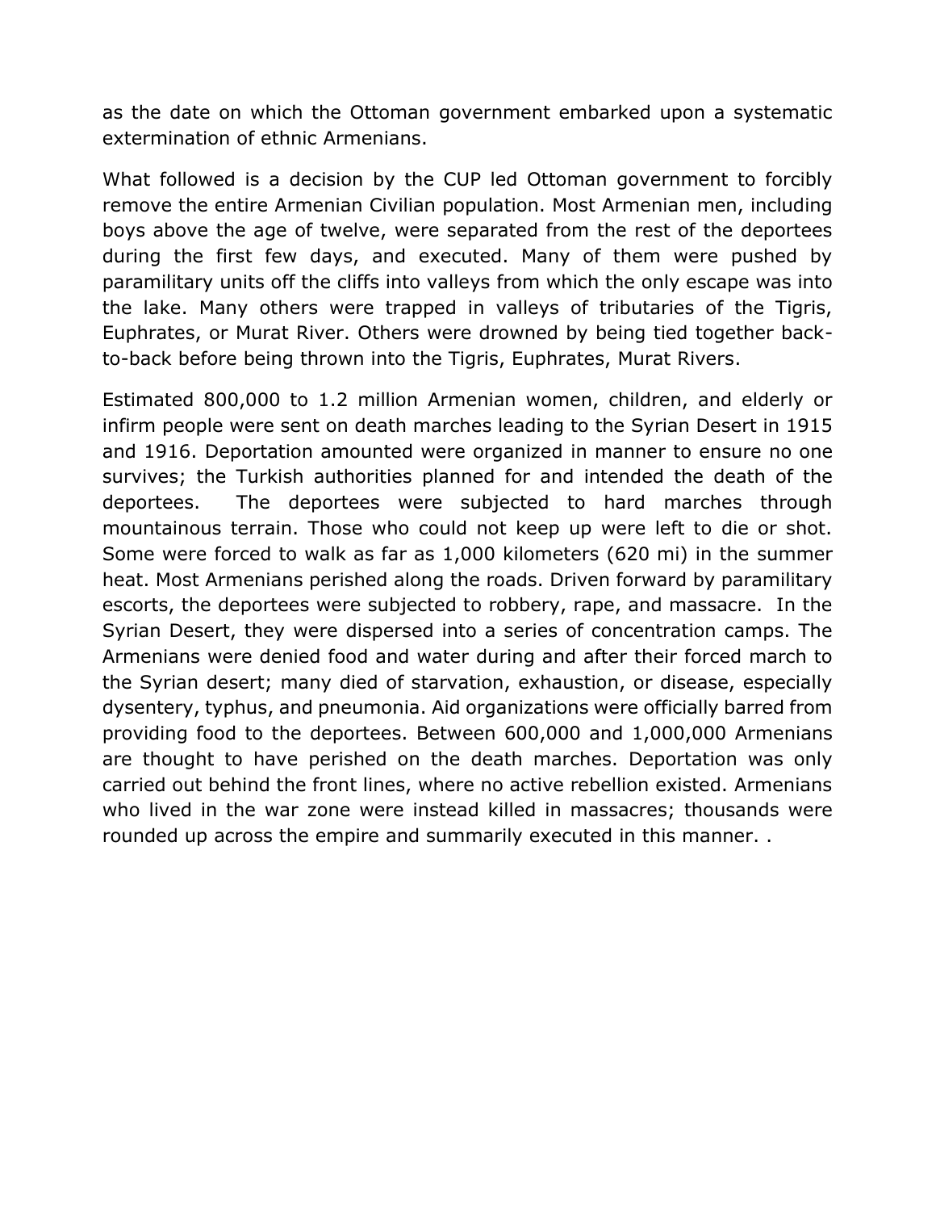as the date on which the Ottoman government embarked upon a systematic extermination of ethnic Armenians.

What followed is a decision by the CUP led Ottoman government to forcibly remove the entire Armenian Civilian population. Most Armenian men, including boys above the age of twelve, were separated from the rest of the deportees during the first few days, and executed. Many of them were pushed by paramilitary units off the cliffs into valleys from which the only escape was into the lake. Many others were trapped in valleys of tributaries of the Tigris, Euphrates, or Murat River. Others were drowned by being tied together back-to-back before being thrown into the Tigris, Euphrates, Murat Rivers.

Estimated 800,000 to 1.2 million Armenian women, children, and elderly or infirm people were sent on death marches leading to the Syrian Desert in 1915 and 1916. Deportation amounted were organized in manner to ensure no one survives; the Turkish authorities planned for and intended the death of the deportees. The deportees were subjected to hard marches through mountainous terrain. Those who could not keep up were left to die or shot. Some were forced to walk as far as 1,000 kilometers (620 mi) in the summer heat. Most Armenians perished along the roads. Driven forward by paramilitary escorts, the deportees were subjected to robbery, rape, and massacre. In the Syrian Desert, they were dispersed into a series of concentration camps. The Armenians were denied food and water during and after their forced march to the Syrian desert; many died of starvation, exhaustion, or disease, especially dysentery, typhus, and pneumonia. Aid organizations were officially barred from providing food to the deportees. Between 600,000 and 1,000,000 Armenians are thought to have perished on the death marches. Deportation was only carried out behind the front lines, where no active rebellion existed. Armenians who lived in the war zone were instead killed in massacres; thousands were rounded up across the empire and summarily executed in this manner. .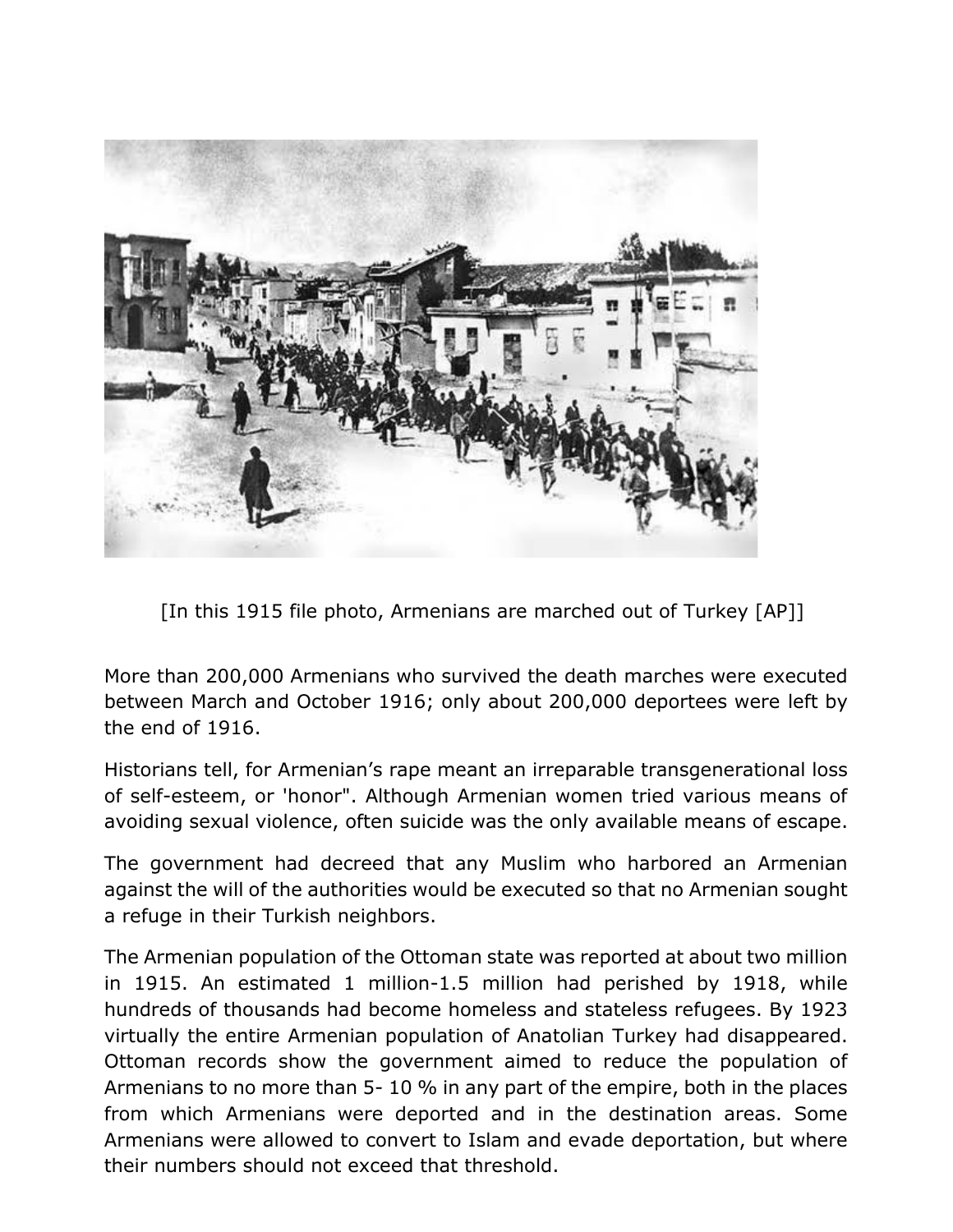[In this 1915 file photo, Armenians are marched out of Turkey [AP]]

More than 200,000 Armenians who survived the death marches were executed between March and October 1916; only about 200,000 deportees were left by the end of 1916.

Historians tell, for Armenian's rape meant an irreparable transgenerational loss of self-esteem, or 'honor". Although Armenian women tried various means of avoiding sexual violence, often suicide was the only available means of escape.

The government had decreed that any Muslim who harbored an Armenian against the will of the authorities would be executed so that no Armenian sought a refuge in their Turkish neighbors.

The Armenian population of the Ottoman state was reported at about two million in 1915. An estimated 1 million-1.5 million had perished by 1918, while hundreds of thousands had become homeless and stateless refugees. By 1923 virtually the entire Armenian population of Anatolian Turkey had disappeared. Ottoman records show the government aimed to reduce the population of Armenians to no more than 5- 10 % in any part of the empire, both in the places from which Armenians were deported and in the destination areas. Some Armenians were allowed to convert to Islam and evade deportation, but where their numbers should not exceed that threshold.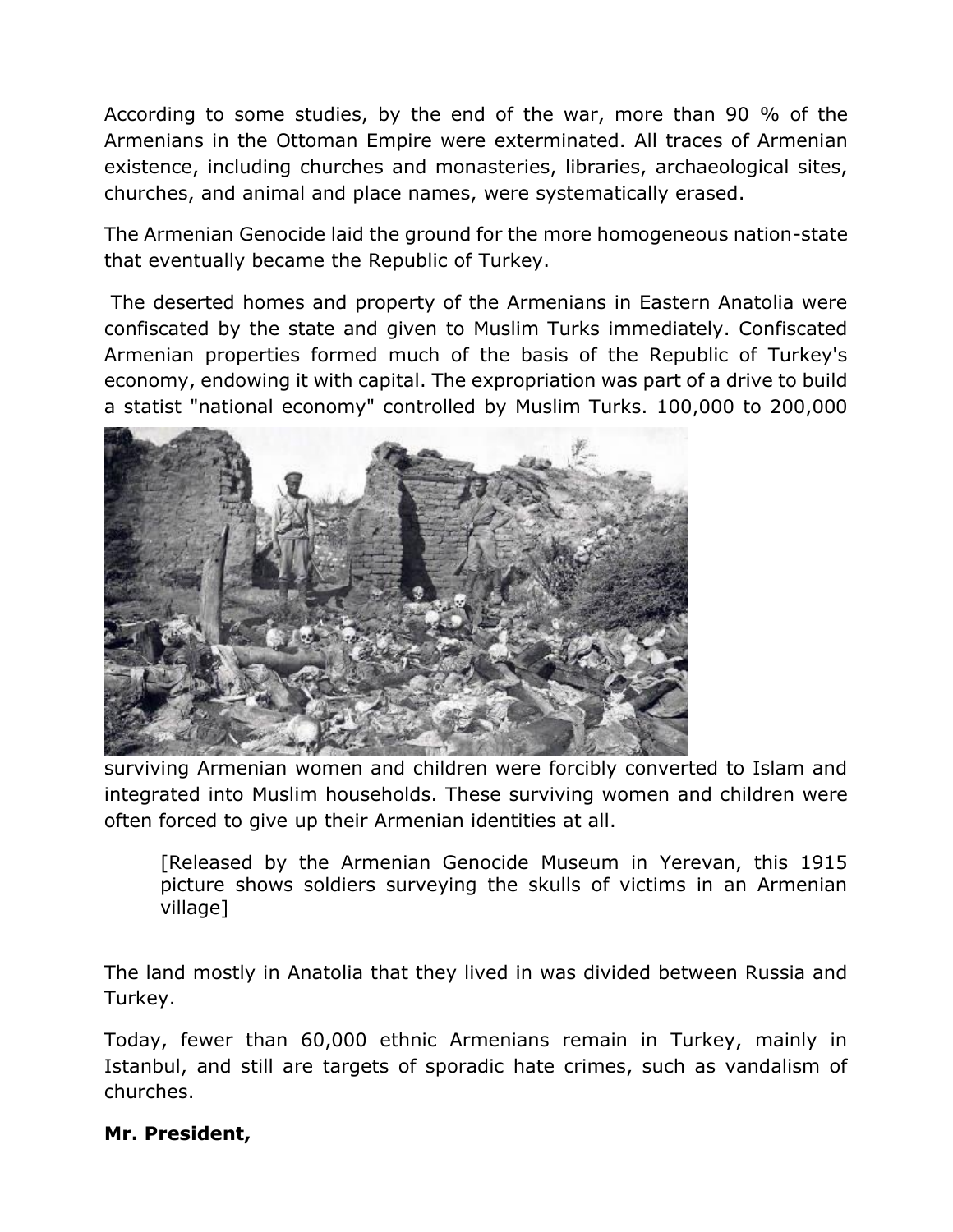According to some studies, by the end of the war, more than 90 % of the Armenians in the Ottoman Empire were exterminated. All traces of Armenian existence, including churches and monasteries, libraries, archaeological sites, churches, and animal and place names, were systematically erased.

The Armenian Genocide laid the ground for the more homogeneous nation-state that eventually became the Republic of Turkey.

The deserted homes and property of the Armenians in Eastern Anatolia were confiscated by the state and given to Muslim Turks immediately. Confiscated Armenian properties formed much of the basis of the Republic of Turkey's economy, endowing it with capital. The expropriation was part of a drive to build a statist "national economy" controlled by Muslim Turks. 100,000 to 200,000 surviving Armenian women and children were forcibly converted to Islam and integrated into Muslim households. These surviving women and children were often forced to give up their Armenian identities at all.

[Released by the Armenian Genocide Museum in Yerevan, this 1915 picture shows soldiers surveying the skulls of victims in an Armenian village]

The land mostly in Anatolia that they lived in was divided between Russia and Turkey.

Today, fewer than 60,000 ethnic Armenians remain in Turkey, mainly in Istanbul, and still are targets of sporadic hate crimes, such as vandalism of churches.

**Mr. President,**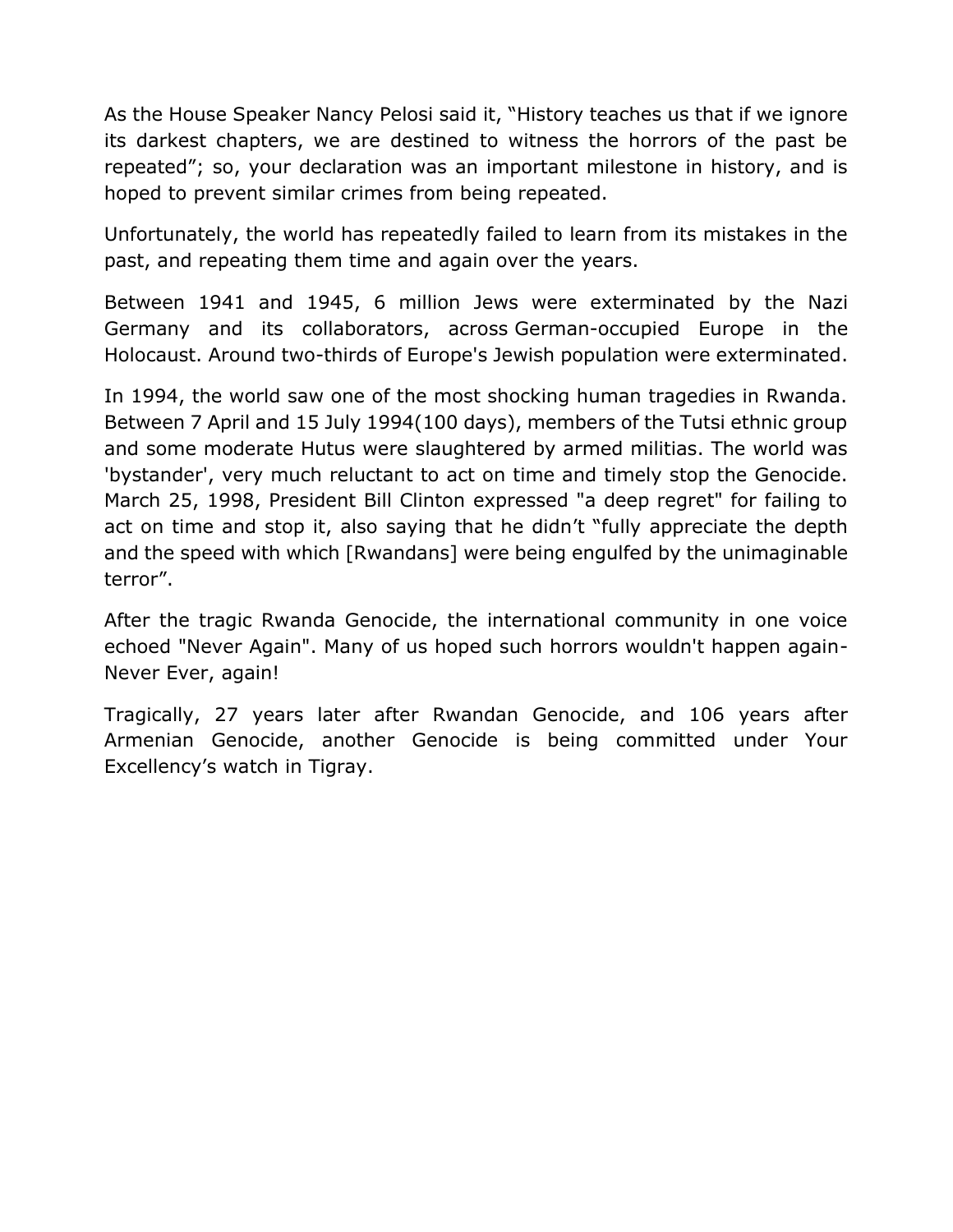As the House Speaker Nancy Pelosi said it, "History teaches us that if we ignore its darkest chapters, we are destined to witness the horrors of the past be repeated"; so, your declaration was an important milestone in history, and is hoped to prevent similar crimes from being repeated.

Unfortunately, the world has repeatedly failed to learn from its mistakes in the past, and repeating them time and again over the years.

Between 1941 and 1945, 6 million Jews were exterminated by the Nazi Germany and its collaborators, across German-occupied Europe in the Holocaust. Around two-thirds of Europe's Jewish population were exterminated.

In 1994, the world saw one of the most shocking human tragedies in Rwanda. Between 7 April and 15 July 1994(100 days), members of the Tutsi ethnic group and some moderate Hutus were slaughtered by armed militias. The world was 'bystander', very much reluctant to act on time and timely stop the Genocide. March 25, 1998, President Bill Clinton expressed "a deep regret" for failing to act on time and stop it, also saying that he didn't "fully appreciate the depth and the speed with which [Rwandans] were being engulfed by the unimaginable terror".

After the tragic Rwanda Genocide, the international community in one voice echoed "Never Again". Many of us hoped such horrors wouldn't happen again-Never Ever, again!

Tragically, 27 years later after Rwandan Genocide, and 106 years after Armenian Genocide, another Genocide is being committed under Your Excellency's watch in Tigray.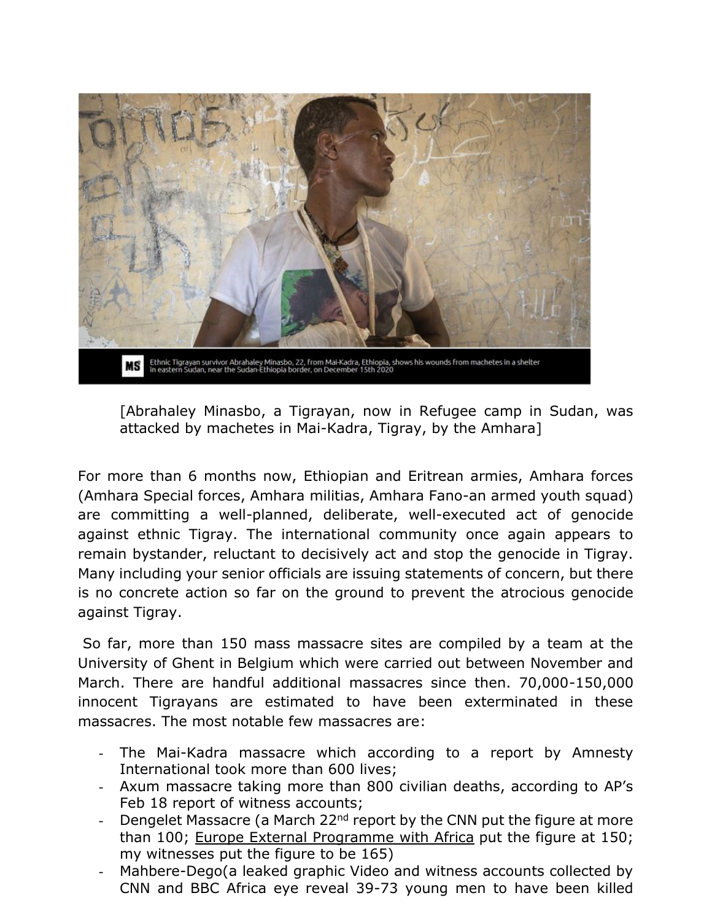Ethnic Tigrayan survivor Abrahaley Minasbo, 22, from Mai-Kadra, Ethiopia, shows his wounds from machetes in a shelter in eastern Sudan, near the Sudan-Ethiopia border, on December 15th 2020

[Abrahaley Minasbo, a Tigrayan, now in Refugee camp in Sudan, was attacked by machetes in Mai-Kadra, Tigray, by the Amhara]

For more than 6 months now, Ethiopian and Eritrean armies, Amhara forces (Amhara Special forces, Amhara militias, Amhara Fano-an armed youth squad) are committing a well-planned, deliberate, well-executed act of genocide against ethnic Tigray. The international community once again appears to remain bystander, reluctant to decisively act and stop the genocide in Tigray. Many including your senior officials are issuing statements of concern, but there is no concrete action so far on the ground to prevent the atrocious genocide against Tigray.

So far, more than 150 mass massacre sites are compiled by a team at the University of Ghent in Belgium which were carried out between November and March. There are handful additional massacres since then. 70,000-150,000 innocent Tigrayans are estimated to have been exterminated in these massacres. The most notable few massacres are:

- The Mai-Kadra massacre which according to a report by Amnesty International took more than 600 lives;
- Axum massacre taking more than 800 civilian deaths, according to AP's Feb 18 report of witness accounts;
- Dengelet Massacre (a March 22nd report by the CNN put the figure at more than 100; Europe External Programme with Africa put the figure at 150; my witnesses put the figure to be 165)
- Mahbere-Dego(a leaked graphic Video and witness accounts collected by CNN and BBC Africa eye reveal 39-73 young men to have been killed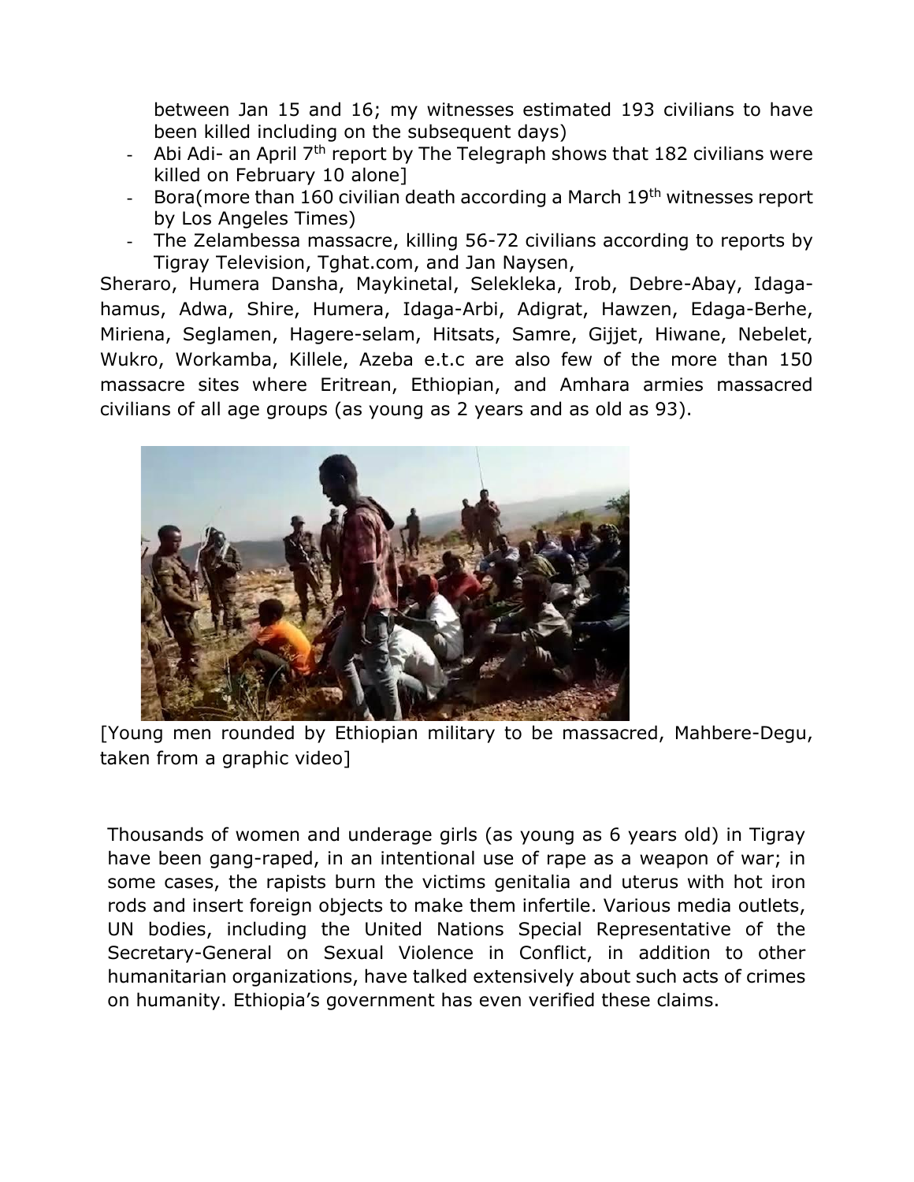between Jan 15 and 16; my witnesses estimated 193 civilians to have been killed including on the subsequent days)

- Abi Adi- an April 7th report by The Telegraph shows that 182 civilians were killed on February 10 alone]
- Bora(more than 160 civilian death according a March 19th witnesses report by Los Angeles Times)
- The Zelambessa massacre, killing 56-72 civilians according to reports by Tigray Television, Tghat.com, and Jan Naysen,

Sheraro, Humera Dansha, Maykinetal, Selekleka, Irob, Debre-Abay, Idaga-hamus, Adwa, Shire, Humera, Idaga-Arbi, Adigrat, Hawzen, Edaga-Berhe, Miriena, Seglamen, Hagere-selam, Hitsats, Samre, Gijjet, Hiwane, Nebelet, Wukro, Workamba, Killele, Azeba e.t.c are also few of the more than 150 massacre sites where Eritrean, Ethiopian, and Amhara armies massacred civilians of all age groups (as young as 2 years and as old as 93).

[Young men rounded by Ethiopian military to be massacred, Mahbere-Degu, taken from a graphic video]

Thousands of women and underage girls (as young as 6 years old) in Tigray have been gang-raped, in an intentional use of rape as a weapon of war; in some cases, the rapists burn the victims genitalia and uterus with hot iron rods and insert foreign objects to make them infertile. Various media outlets, UN bodies, including the United Nations Special Representative of the Secretary-General on Sexual Violence in Conflict, in addition to other humanitarian organizations, have talked extensively about such acts of crimes on humanity. Ethiopia's government has even verified these claims.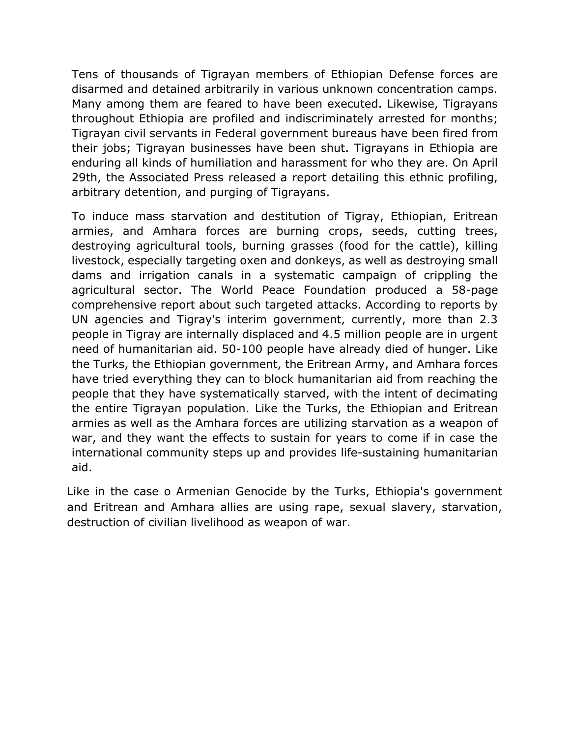Tens of thousands of Tigrayan members of Ethiopian Defense forces are disarmed and detained arbitrarily in various unknown concentration camps. Many among them are feared to have been executed. Likewise, Tigrayans throughout Ethiopia are profiled and indiscriminately arrested for months; Tigrayan civil servants in Federal government bureaus have been fired from their jobs; Tigrayan businesses have been shut. Tigrayans in Ethiopia are enduring all kinds of humiliation and harassment for who they are. On April 29th, the Associated Press released a report detailing this ethnic profiling, arbitrary detention, and purging of Tigrayans.

To induce mass starvation and destitution of Tigray, Ethiopian, Eritrean armies, and Amhara forces are burning crops, seeds, cutting trees, destroying agricultural tools, burning grasses (food for the cattle), killing livestock, especially targeting oxen and donkeys, as well as destroying small dams and irrigation canals in a systematic campaign of crippling the agricultural sector. The World Peace Foundation produced a 58-page comprehensive report about such targeted attacks. According to reports by UN agencies and Tigray's interim government, currently, more than 2.3 people in Tigray are internally displaced and 4.5 million people are in urgent need of humanitarian aid. 50-100 people have already died of hunger. Like the Turks, the Ethiopian government, the Eritrean Army, and Amhara forces have tried everything they can to block humanitarian aid from reaching the people that they have systematically starved, with the intent of decimating the entire Tigrayan population. Like the Turks, the Ethiopian and Eritrean armies as well as the Amhara forces are utilizing starvation as a weapon of war, and they want the effects to sustain for years to come if in case the international community steps up and provides life-sustaining humanitarian aid.

Like in the case o Armenian Genocide by the Turks, Ethiopia's government and Eritrean and Amhara allies are using rape, sexual slavery, starvation, destruction of civilian livelihood as weapon of war.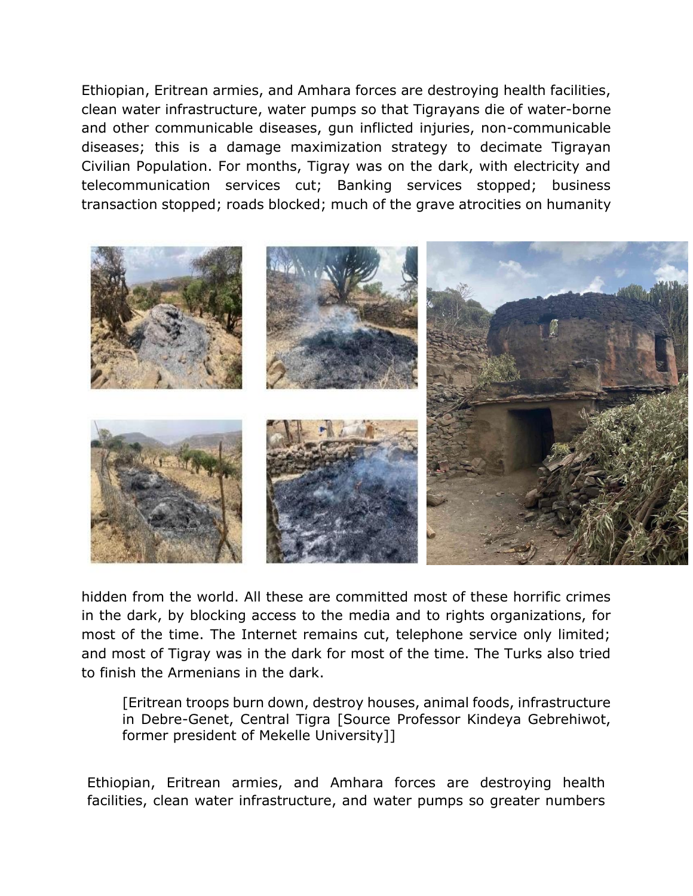Ethiopian, Eritrean armies, and Amhara forces are destroying health facilities, clean water infrastructure, water pumps so that Tigrayans die of water-borne and other communicable diseases, gun inflicted injuries, non-communicable diseases; this is a damage maximization strategy to decimate Tigrayan Civilian Population. For months, Tigray was on the dark, with electricity and telecommunication services cut; Banking services stopped; business transaction stopped; roads blocked; much of the grave atrocities on humanity hidden from the world. All these are committed most of these horrific crimes in the dark, by blocking access to the media and to rights organizations, for most of the time. The Internet remains cut, telephone service only limited; and most of Tigray was in the dark for most of the time. The Turks also tried to finish the Armenians in the dark.

> [Eritrean troops burn down, destroy houses, animal foods, infrastructure in Debre-Genet, Central Tigra [Source Professor Kindeya Gebrehiwot, former president of Mekelle University]]

Ethiopian, Eritrean armies, and Amhara forces are destroying health facilities, clean water infrastructure, and water pumps so greater numbers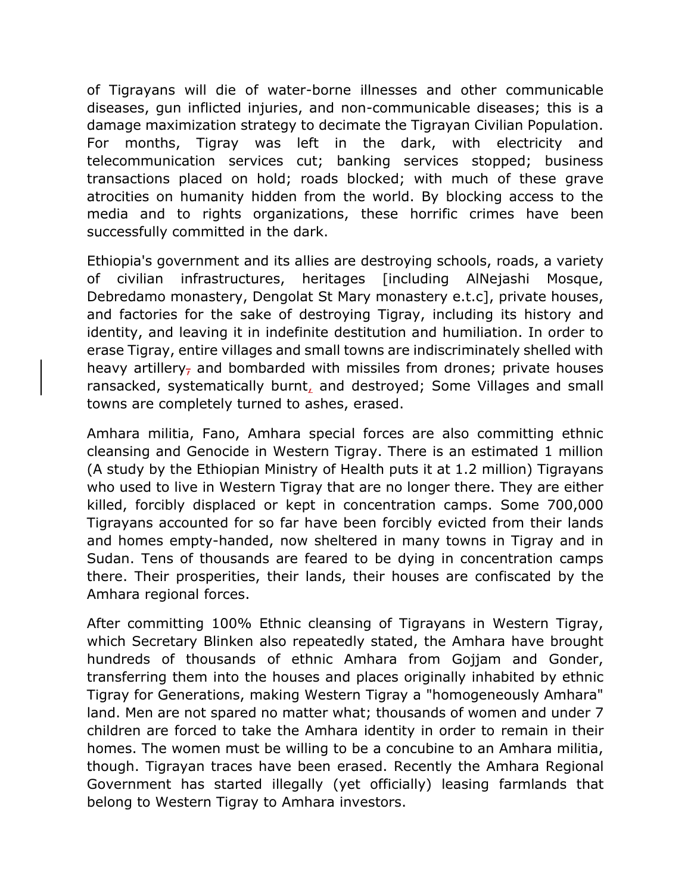of Tigrayans will die of water-borne illnesses and other communicable diseases, gun inflicted injuries, and non-communicable diseases; this is a damage maximization strategy to decimate the Tigrayan Civilian Population. For months, Tigray was left in the dark, with electricity and telecommunication services cut; banking services stopped; business transactions placed on hold; roads blocked; with much of these grave atrocities on humanity hidden from the world. By blocking access to the media and to rights organizations, these horrific crimes have been successfully committed in the dark.

Ethiopia's government and its allies are destroying schools, roads, a variety of civilian infrastructures, heritages [including AlNejashi Mosque, Debredamo monastery, Dengolat St Mary monastery e.t.c], private houses, and factories for the sake of destroying Tigray, including its history and identity, and leaving it in indefinite destitution and humiliation. In order to erase Tigray, entire villages and small towns are indiscriminately shelled with heavy artillery, and bombarded with missiles from drones; private houses ransacked, systematically burnt, and destroyed; Some Villages and small towns are completely turned to ashes, erased.

Amhara militia, Fano, Amhara special forces are also committing ethnic cleansing and Genocide in Western Tigray. There is an estimated 1 million (A study by the Ethiopian Ministry of Health puts it at 1.2 million) Tigrayans who used to live in Western Tigray that are no longer there. They are either killed, forcibly displaced or kept in concentration camps. Some 700,000 Tigrayans accounted for so far have been forcibly evicted from their lands and homes empty-handed, now sheltered in many towns in Tigray and in Sudan. Tens of thousands are feared to be dying in concentration camps there. Their prosperities, their lands, their houses are confiscated by the Amhara regional forces.

After committing 100% Ethnic cleansing of Tigrayans in Western Tigray, which Secretary Blinken also repeatedly stated, the Amhara have brought hundreds of thousands of ethnic Amhara from Gojjam and Gonder, transferring them into the houses and places originally inhabited by ethnic Tigray for Generations, making Western Tigray a "homogeneously Amhara" land. Men are not spared no matter what; thousands of women and under 7 children are forced to take the Amhara identity in order to remain in their homes. The women must be willing to be a concubine to an Amhara militia, though. Tigrayan traces have been erased. Recently the Amhara Regional Government has started illegally (yet officially) leasing farmlands that belong to Western Tigray to Amhara investors.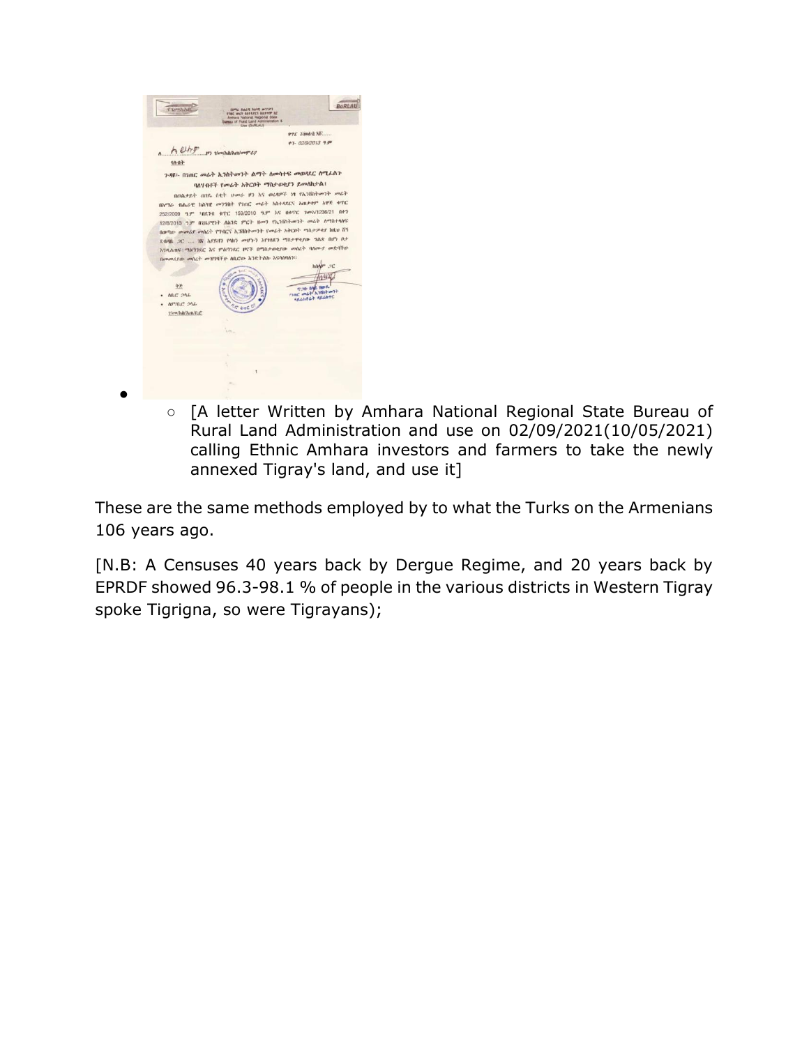- 
  - [A letter Written by Amhara National Regional State Bureau of Rural Land Administration and use on 02/09/2021(10/05/2021) calling Ethnic Amhara investors and farmers to take the newly annexed Tigray's land, and use it]

These are the same methods employed by to what the Turks on the Armenians 106 years ago.

[N.B: A Censuses 40 years back by Dergue Regime, and 20 years back by EPRDF showed 96.3-98.1 % of people in the various districts in Western Tigray spoke Tigrigna, so were Tigrayans);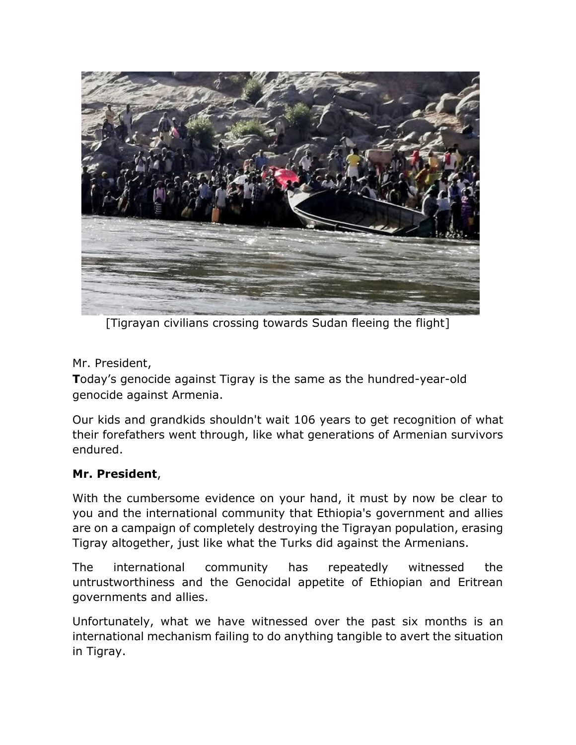[Tigrayan civilians crossing towards Sudan fleeing the flight]

Mr. President,

**T**oday's genocide against Tigray is the same as the hundred-year-old genocide against Armenia.

Our kids and grandkids shouldn't wait 106 years to get recognition of what their forefathers went through, like what generations of Armenian survivors endured.

**Mr. President**,

With the cumbersome evidence on your hand, it must by now be clear to you and the international community that Ethiopia's government and allies are on a campaign of completely destroying the Tigrayan population, erasing Tigray altogether, just like what the Turks did against the Armenians.

The international community has repeatedly witnessed the untrustworthiness and the Genocidal appetite of Ethiopian and Eritrean governments and allies.

Unfortunately, what we have witnessed over the past six months is an international mechanism failing to do anything tangible to avert the situation in Tigray.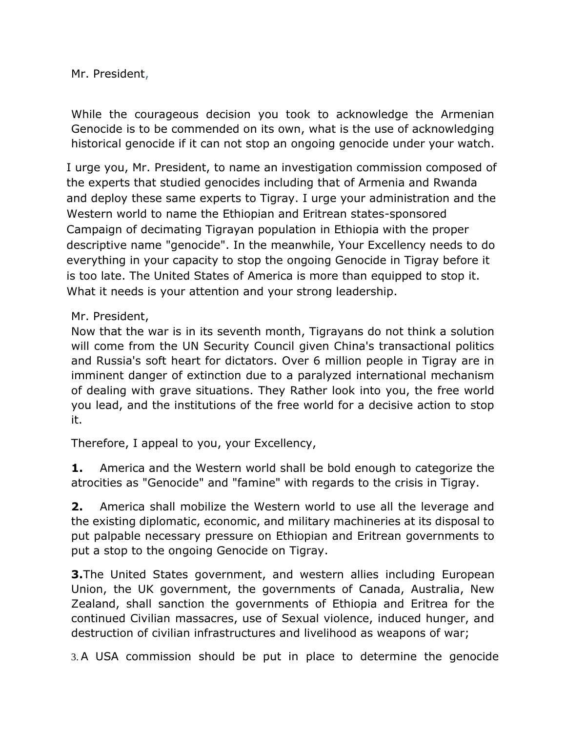Mr. President,

While the courageous decision you took to acknowledge the Armenian Genocide is to be commended on its own, what is the use of acknowledging historical genocide if it can not stop an ongoing genocide under your watch.

I urge you, Mr. President, to name an investigation commission composed of the experts that studied genocides including that of Armenia and Rwanda and deploy these same experts to Tigray. I urge your administration and the Western world to name the Ethiopian and Eritrean states-sponsored Campaign of decimating Tigrayan population in Ethiopia with the proper descriptive name "genocide". In the meanwhile, Your Excellency needs to do everything in your capacity to stop the ongoing Genocide in Tigray before it is too late. The United States of America is more than equipped to stop it. What it needs is your attention and your strong leadership.

Mr. President,
Now that the war is in its seventh month, Tigrayans do not think a solution will come from the UN Security Council given China's transactional politics and Russia's soft heart for dictators. Over 6 million people in Tigray are in imminent danger of extinction due to a paralyzed international mechanism of dealing with grave situations. They Rather look into you, the free world you lead, and the institutions of the free world for a decisive action to stop it.

Therefore, I appeal to you, your Excellency,

**1.** America and the Western world shall be bold enough to categorize the atrocities as "Genocide" and "famine" with regards to the crisis in Tigray.

**2.** America shall mobilize the Western world to use all the leverage and the existing diplomatic, economic, and military machineries at its disposal to put palpable necessary pressure on Ethiopian and Eritrean governments to put a stop to the ongoing Genocide on Tigray.

**3.** The United States government, and western allies including European Union, the UK government, the governments of Canada, Australia, New Zealand, shall sanction the governments of Ethiopia and Eritrea for the continued Civilian massacres, use of Sexual violence, induced hunger, and destruction of civilian infrastructures and livelihood as weapons of war;

3. A USA commission should be put in place to determine the genocide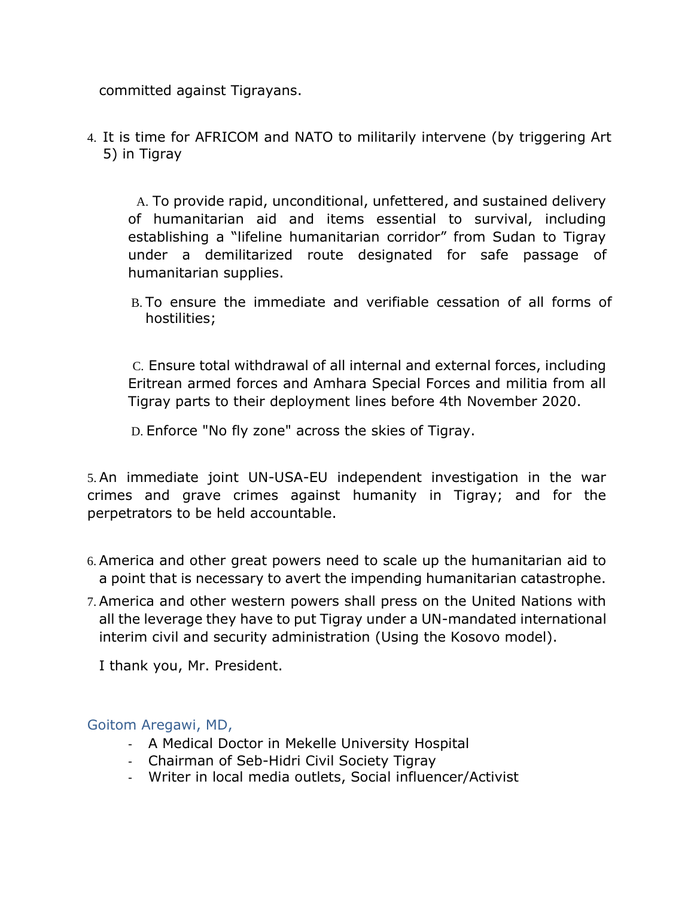committed against Tigrayans.

4. It is time for AFRICOM and NATO to militarily intervene (by triggering Art 5) in Tigray

    A. To provide rapid, unconditional, unfettered, and sustained delivery of humanitarian aid and items essential to survival, including establishing a "lifeline humanitarian corridor" from Sudan to Tigray under a demilitarized route designated for safe passage of humanitarian supplies.

    B. To ensure the immediate and verifiable cessation of all forms of hostilities;

    C. Ensure total withdrawal of all internal and external forces, including Eritrean armed forces and Amhara Special Forces and militia from all Tigray parts to their deployment lines before 4th November 2020.

    D. Enforce "No fly zone" across the skies of Tigray.

5. An immediate joint UN-USA-EU independent investigation in the war crimes and grave crimes against humanity in Tigray; and for the perpetrators to be held accountable.

6. America and other great powers need to scale up the humanitarian aid to a point that is necessary to avert the impending humanitarian catastrophe.

7. America and other western powers shall press on the United Nations with all the leverage they have to put Tigray under a UN-mandated international interim civil and security administration (Using the Kosovo model).

I thank you, Mr. President.

Goitom Aregawi, MD,

- A Medical Doctor in Mekelle University Hospital
- Chairman of Seb-Hidri Civil Society Tigray
- Writer in local media outlets, Social influencer/Activist